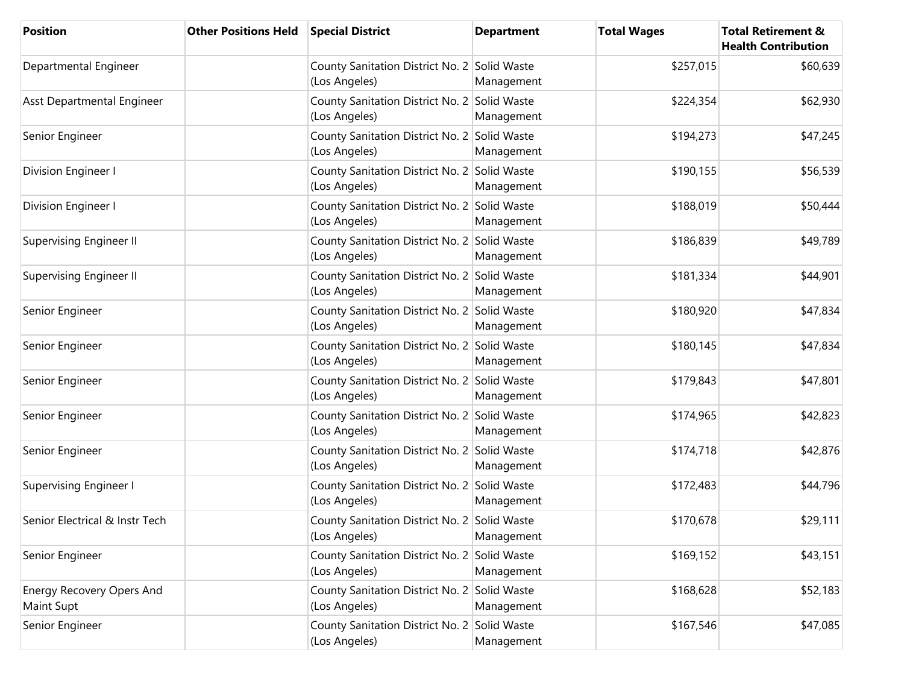| Position | Other Positions Held | Special District | Department | Total Wages | Total Retirement & Health Contribution |
|---|---|---|---|---|---|
| Departmental Engineer | | County Sanitation District No. 2 (Los Angeles) | Solid Waste Management | $257,015 | $60,639 |
| Asst Departmental Engineer | | County Sanitation District No. 2 (Los Angeles) | Solid Waste Management | $224,354 | $62,930 |
| Senior Engineer | | County Sanitation District No. 2 (Los Angeles) | Solid Waste Management | $194,273 | $47,245 |
| Division Engineer I | | County Sanitation District No. 2 (Los Angeles) | Solid Waste Management | $190,155 | $56,539 |
| Division Engineer I | | County Sanitation District No. 2 (Los Angeles) | Solid Waste Management | $188,019 | $50,444 |
| Supervising Engineer II | | County Sanitation District No. 2 (Los Angeles) | Solid Waste Management | $186,839 | $49,789 |
| Supervising Engineer II | | County Sanitation District No. 2 (Los Angeles) | Solid Waste Management | $181,334 | $44,901 |
| Senior Engineer | | County Sanitation District No. 2 (Los Angeles) | Solid Waste Management | $180,920 | $47,834 |
| Senior Engineer | | County Sanitation District No. 2 (Los Angeles) | Solid Waste Management | $180,145 | $47,834 |
| Senior Engineer | | County Sanitation District No. 2 (Los Angeles) | Solid Waste Management | $179,843 | $47,801 |
| Senior Engineer | | County Sanitation District No. 2 (Los Angeles) | Solid Waste Management | $174,965 | $42,823 |
| Senior Engineer | | County Sanitation District No. 2 (Los Angeles) | Solid Waste Management | $174,718 | $42,876 |
| Supervising Engineer I | | County Sanitation District No. 2 (Los Angeles) | Solid Waste Management | $172,483 | $44,796 |
| Senior Electrical & Instr Tech | | County Sanitation District No. 2 (Los Angeles) | Solid Waste Management | $170,678 | $29,111 |
| Senior Engineer | | County Sanitation District No. 2 (Los Angeles) | Solid Waste Management | $169,152 | $43,151 |
| Energy Recovery Opers And Maint Supt | | County Sanitation District No. 2 (Los Angeles) | Solid Waste Management | $168,628 | $52,183 |
| Senior Engineer | | County Sanitation District No. 2 (Los Angeles) | Solid Waste Management | $167,546 | $47,085 |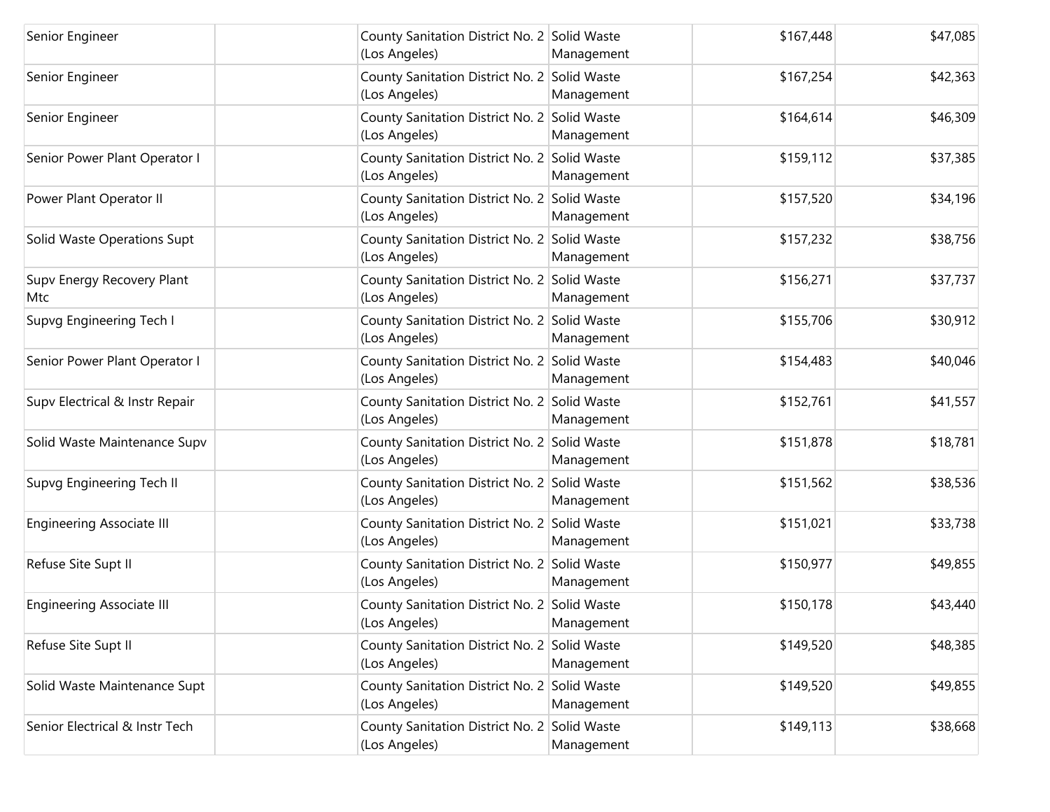| | | | | | |
|---|---|---|---|---|---|
| Senior Engineer | | County Sanitation District No. 2 (Los Angeles) | Solid Waste Management | $167,448 | $47,085 |
| Senior Engineer | | County Sanitation District No. 2 (Los Angeles) | Solid Waste Management | $167,254 | $42,363 |
| Senior Engineer | | County Sanitation District No. 2 (Los Angeles) | Solid Waste Management | $164,614 | $46,309 |
| Senior Power Plant Operator I | | County Sanitation District No. 2 (Los Angeles) | Solid Waste Management | $159,112 | $37,385 |
| Power Plant Operator II | | County Sanitation District No. 2 (Los Angeles) | Solid Waste Management | $157,520 | $34,196 |
| Solid Waste Operations Supt | | County Sanitation District No. 2 (Los Angeles) | Solid Waste Management | $157,232 | $38,756 |
| Supv Energy Recovery Plant Mtc | | County Sanitation District No. 2 (Los Angeles) | Solid Waste Management | $156,271 | $37,737 |
| Supvg Engineering Tech I | | County Sanitation District No. 2 (Los Angeles) | Solid Waste Management | $155,706 | $30,912 |
| Senior Power Plant Operator I | | County Sanitation District No. 2 (Los Angeles) | Solid Waste Management | $154,483 | $40,046 |
| Supv Electrical & Instr Repair | | County Sanitation District No. 2 (Los Angeles) | Solid Waste Management | $152,761 | $41,557 |
| Solid Waste Maintenance Supv | | County Sanitation District No. 2 (Los Angeles) | Solid Waste Management | $151,878 | $18,781 |
| Supvg Engineering Tech II | | County Sanitation District No. 2 (Los Angeles) | Solid Waste Management | $151,562 | $38,536 |
| Engineering Associate III | | County Sanitation District No. 2 (Los Angeles) | Solid Waste Management | $151,021 | $33,738 |
| Refuse Site Supt II | | County Sanitation District No. 2 (Los Angeles) | Solid Waste Management | $150,977 | $49,855 |
| Engineering Associate III | | County Sanitation District No. 2 (Los Angeles) | Solid Waste Management | $150,178 | $43,440 |
| Refuse Site Supt II | | County Sanitation District No. 2 (Los Angeles) | Solid Waste Management | $149,520 | $48,385 |
| Solid Waste Maintenance Supt | | County Sanitation District No. 2 (Los Angeles) | Solid Waste Management | $149,520 | $49,855 |
| Senior Electrical & Instr Tech | | County Sanitation District No. 2 (Los Angeles) | Solid Waste Management | $149,113 | $38,668 |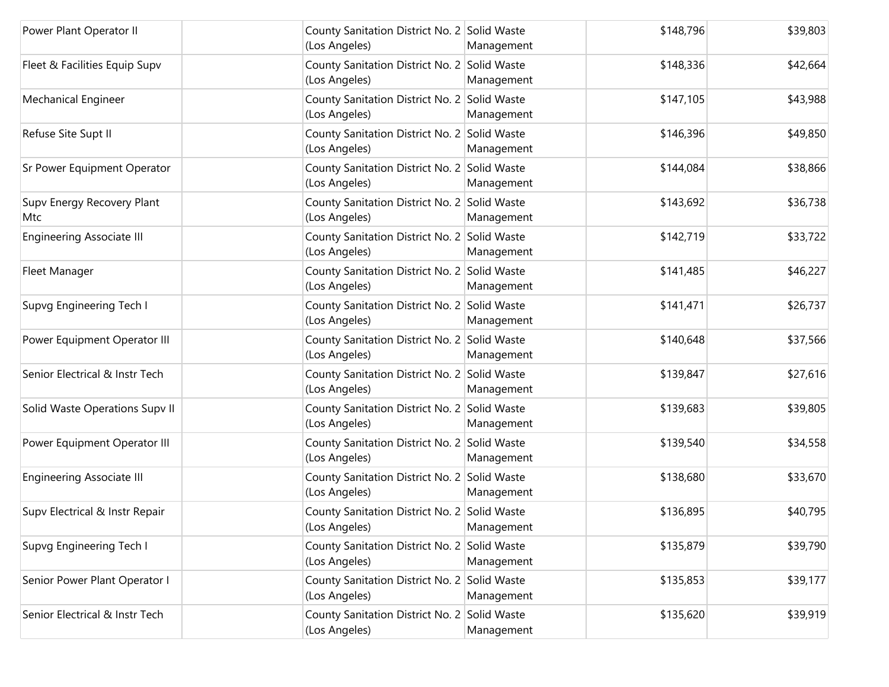| | | | | | |
|---|---|---|---|---|---|
| Power Plant Operator II | | County Sanitation District No. 2 (Los Angeles) | Solid Waste Management | $148,796 | $39,803 |
| Fleet & Facilities Equip Supv | | County Sanitation District No. 2 (Los Angeles) | Solid Waste Management | $148,336 | $42,664 |
| Mechanical Engineer | | County Sanitation District No. 2 (Los Angeles) | Solid Waste Management | $147,105 | $43,988 |
| Refuse Site Supt II | | County Sanitation District No. 2 (Los Angeles) | Solid Waste Management | $146,396 | $49,850 |
| Sr Power Equipment Operator | | County Sanitation District No. 2 (Los Angeles) | Solid Waste Management | $144,084 | $38,866 |
| Supv Energy Recovery Plant Mtc | | County Sanitation District No. 2 (Los Angeles) | Solid Waste Management | $143,692 | $36,738 |
| Engineering Associate III | | County Sanitation District No. 2 (Los Angeles) | Solid Waste Management | $142,719 | $33,722 |
| Fleet Manager | | County Sanitation District No. 2 (Los Angeles) | Solid Waste Management | $141,485 | $46,227 |
| Supvg Engineering Tech I | | County Sanitation District No. 2 (Los Angeles) | Solid Waste Management | $141,471 | $26,737 |
| Power Equipment Operator III | | County Sanitation District No. 2 (Los Angeles) | Solid Waste Management | $140,648 | $37,566 |
| Senior Electrical & Instr Tech | | County Sanitation District No. 2 (Los Angeles) | Solid Waste Management | $139,847 | $27,616 |
| Solid Waste Operations Supv II | | County Sanitation District No. 2 (Los Angeles) | Solid Waste Management | $139,683 | $39,805 |
| Power Equipment Operator III | | County Sanitation District No. 2 (Los Angeles) | Solid Waste Management | $139,540 | $34,558 |
| Engineering Associate III | | County Sanitation District No. 2 (Los Angeles) | Solid Waste Management | $138,680 | $33,670 |
| Supv Electrical & Instr Repair | | County Sanitation District No. 2 (Los Angeles) | Solid Waste Management | $136,895 | $40,795 |
| Supvg Engineering Tech I | | County Sanitation District No. 2 (Los Angeles) | Solid Waste Management | $135,879 | $39,790 |
| Senior Power Plant Operator I | | County Sanitation District No. 2 (Los Angeles) | Solid Waste Management | $135,853 | $39,177 |
| Senior Electrical & Instr Tech | | County Sanitation District No. 2 (Los Angeles) | Solid Waste Management | $135,620 | $39,919 |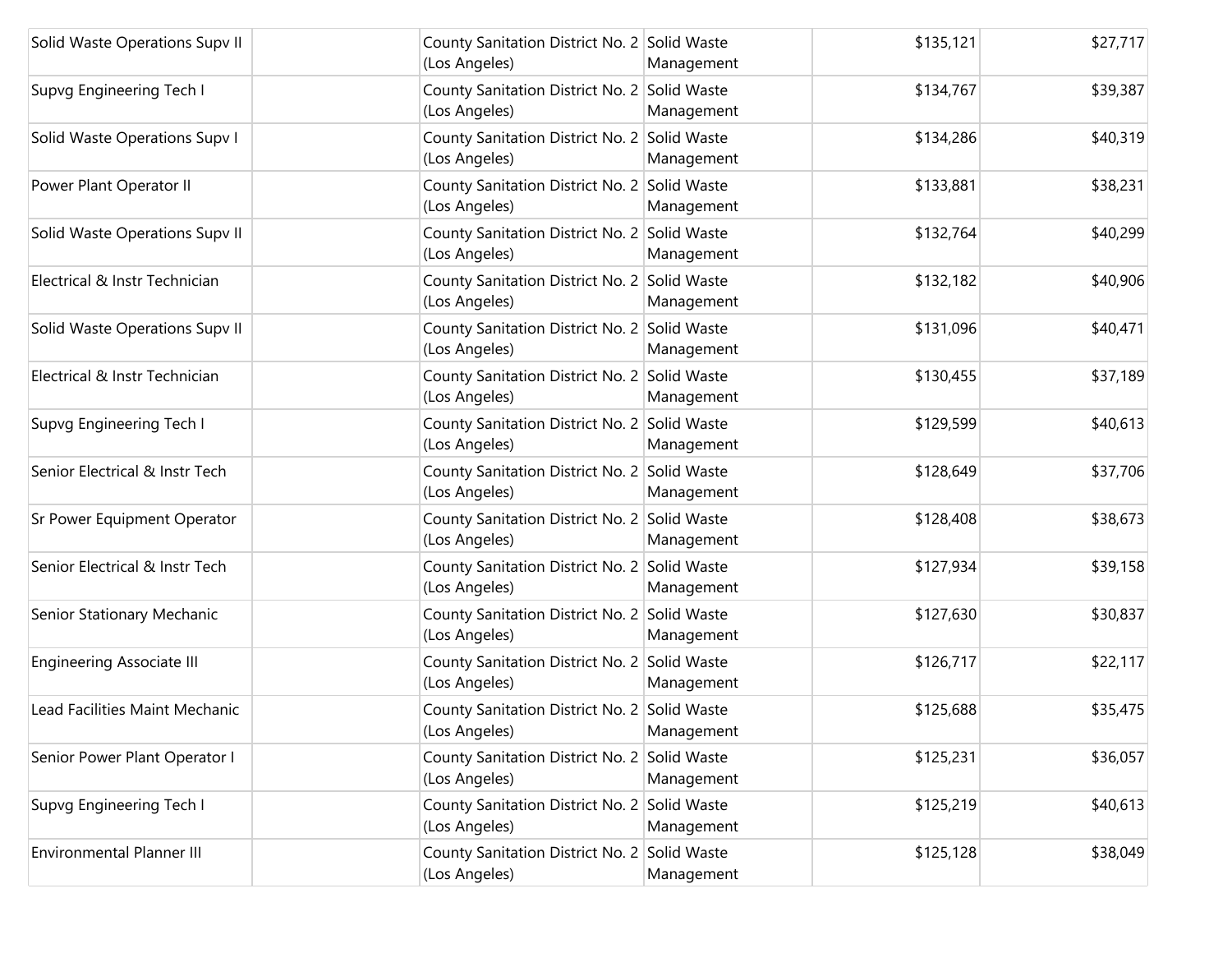| | | | | | |
|---|---|---|---|---|---|
| Solid Waste Operations Supv II | | County Sanitation District No. 2 (Los Angeles) | Solid Waste Management | $135,121 | $27,717 |
| Supvg Engineering Tech I | | County Sanitation District No. 2 (Los Angeles) | Solid Waste Management | $134,767 | $39,387 |
| Solid Waste Operations Supv I | | County Sanitation District No. 2 (Los Angeles) | Solid Waste Management | $134,286 | $40,319 |
| Power Plant Operator II | | County Sanitation District No. 2 (Los Angeles) | Solid Waste Management | $133,881 | $38,231 |
| Solid Waste Operations Supv II | | County Sanitation District No. 2 (Los Angeles) | Solid Waste Management | $132,764 | $40,299 |
| Electrical & Instr Technician | | County Sanitation District No. 2 (Los Angeles) | Solid Waste Management | $132,182 | $40,906 |
| Solid Waste Operations Supv II | | County Sanitation District No. 2 (Los Angeles) | Solid Waste Management | $131,096 | $40,471 |
| Electrical & Instr Technician | | County Sanitation District No. 2 (Los Angeles) | Solid Waste Management | $130,455 | $37,189 |
| Supvg Engineering Tech I | | County Sanitation District No. 2 (Los Angeles) | Solid Waste Management | $129,599 | $40,613 |
| Senior Electrical & Instr Tech | | County Sanitation District No. 2 (Los Angeles) | Solid Waste Management | $128,649 | $37,706 |
| Sr Power Equipment Operator | | County Sanitation District No. 2 (Los Angeles) | Solid Waste Management | $128,408 | $38,673 |
| Senior Electrical & Instr Tech | | County Sanitation District No. 2 (Los Angeles) | Solid Waste Management | $127,934 | $39,158 |
| Senior Stationary Mechanic | | County Sanitation District No. 2 (Los Angeles) | Solid Waste Management | $127,630 | $30,837 |
| Engineering Associate III | | County Sanitation District No. 2 (Los Angeles) | Solid Waste Management | $126,717 | $22,117 |
| Lead Facilities Maint Mechanic | | County Sanitation District No. 2 (Los Angeles) | Solid Waste Management | $125,688 | $35,475 |
| Senior Power Plant Operator I | | County Sanitation District No. 2 (Los Angeles) | Solid Waste Management | $125,231 | $36,057 |
| Supvg Engineering Tech I | | County Sanitation District No. 2 (Los Angeles) | Solid Waste Management | $125,219 | $40,613 |
| Environmental Planner III | | County Sanitation District No. 2 (Los Angeles) | Solid Waste Management | $125,128 | $38,049 |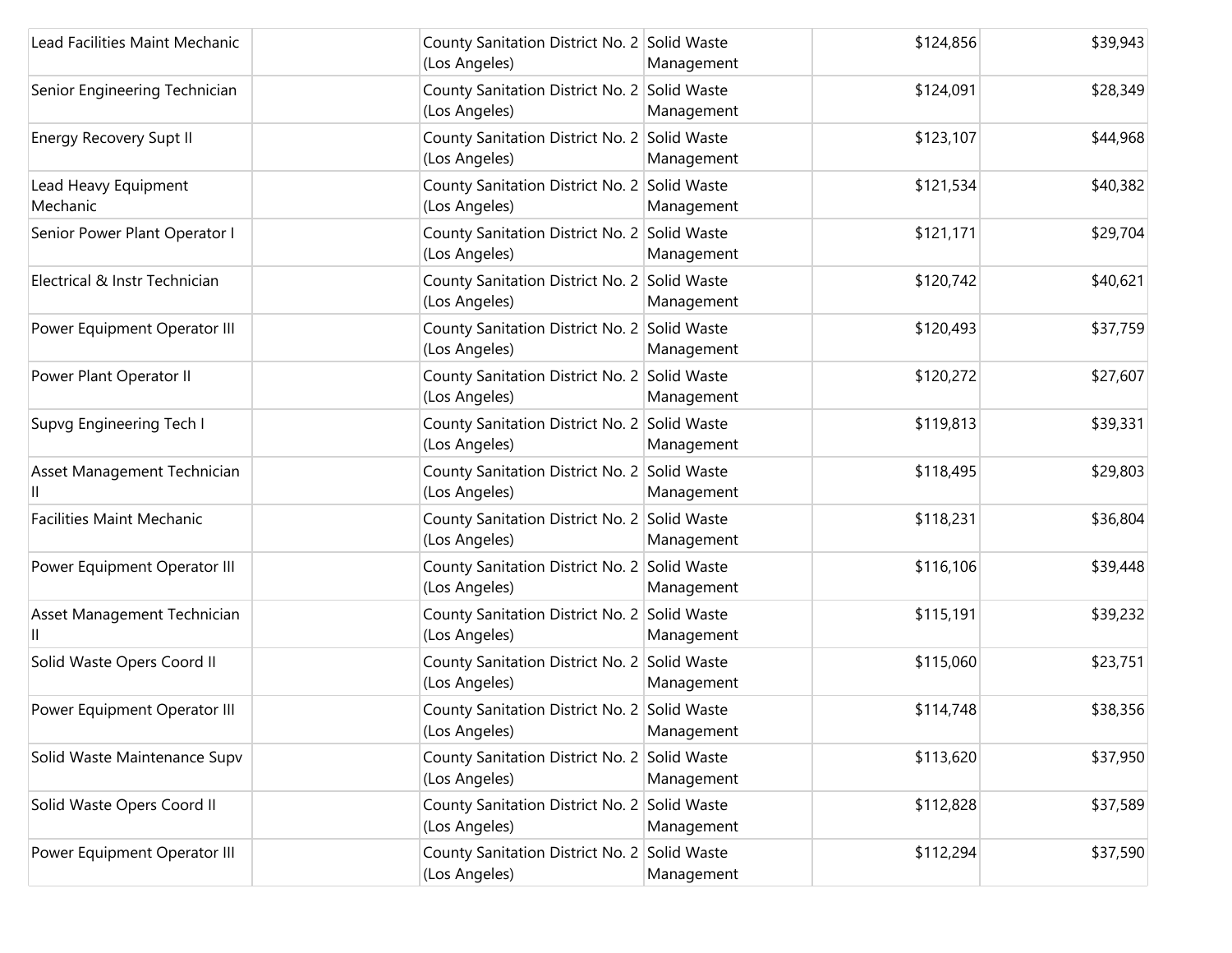| | | | | | |
|---|---|---|---|---|---|
| Lead Facilities Maint Mechanic | | County Sanitation District No. 2 (Los Angeles) | Solid Waste Management | $124,856 | $39,943 |
| Senior Engineering Technician | | County Sanitation District No. 2 (Los Angeles) | Solid Waste Management | $124,091 | $28,349 |
| Energy Recovery Supt II | | County Sanitation District No. 2 (Los Angeles) | Solid Waste Management | $123,107 | $44,968 |
| Lead Heavy Equipment Mechanic | | County Sanitation District No. 2 (Los Angeles) | Solid Waste Management | $121,534 | $40,382 |
| Senior Power Plant Operator I | | County Sanitation District No. 2 (Los Angeles) | Solid Waste Management | $121,171 | $29,704 |
| Electrical & Instr Technician | | County Sanitation District No. 2 (Los Angeles) | Solid Waste Management | $120,742 | $40,621 |
| Power Equipment Operator III | | County Sanitation District No. 2 (Los Angeles) | Solid Waste Management | $120,493 | $37,759 |
| Power Plant Operator II | | County Sanitation District No. 2 (Los Angeles) | Solid Waste Management | $120,272 | $27,607 |
| Supvg Engineering Tech I | | County Sanitation District No. 2 (Los Angeles) | Solid Waste Management | $119,813 | $39,331 |
| Asset Management Technician II | | County Sanitation District No. 2 (Los Angeles) | Solid Waste Management | $118,495 | $29,803 |
| Facilities Maint Mechanic | | County Sanitation District No. 2 (Los Angeles) | Solid Waste Management | $118,231 | $36,804 |
| Power Equipment Operator III | | County Sanitation District No. 2 (Los Angeles) | Solid Waste Management | $116,106 | $39,448 |
| Asset Management Technician II | | County Sanitation District No. 2 (Los Angeles) | Solid Waste Management | $115,191 | $39,232 |
| Solid Waste Opers Coord II | | County Sanitation District No. 2 (Los Angeles) | Solid Waste Management | $115,060 | $23,751 |
| Power Equipment Operator III | | County Sanitation District No. 2 (Los Angeles) | Solid Waste Management | $114,748 | $38,356 |
| Solid Waste Maintenance Supv | | County Sanitation District No. 2 (Los Angeles) | Solid Waste Management | $113,620 | $37,950 |
| Solid Waste Opers Coord II | | County Sanitation District No. 2 (Los Angeles) | Solid Waste Management | $112,828 | $37,589 |
| Power Equipment Operator III | | County Sanitation District No. 2 (Los Angeles) | Solid Waste Management | $112,294 | $37,590 |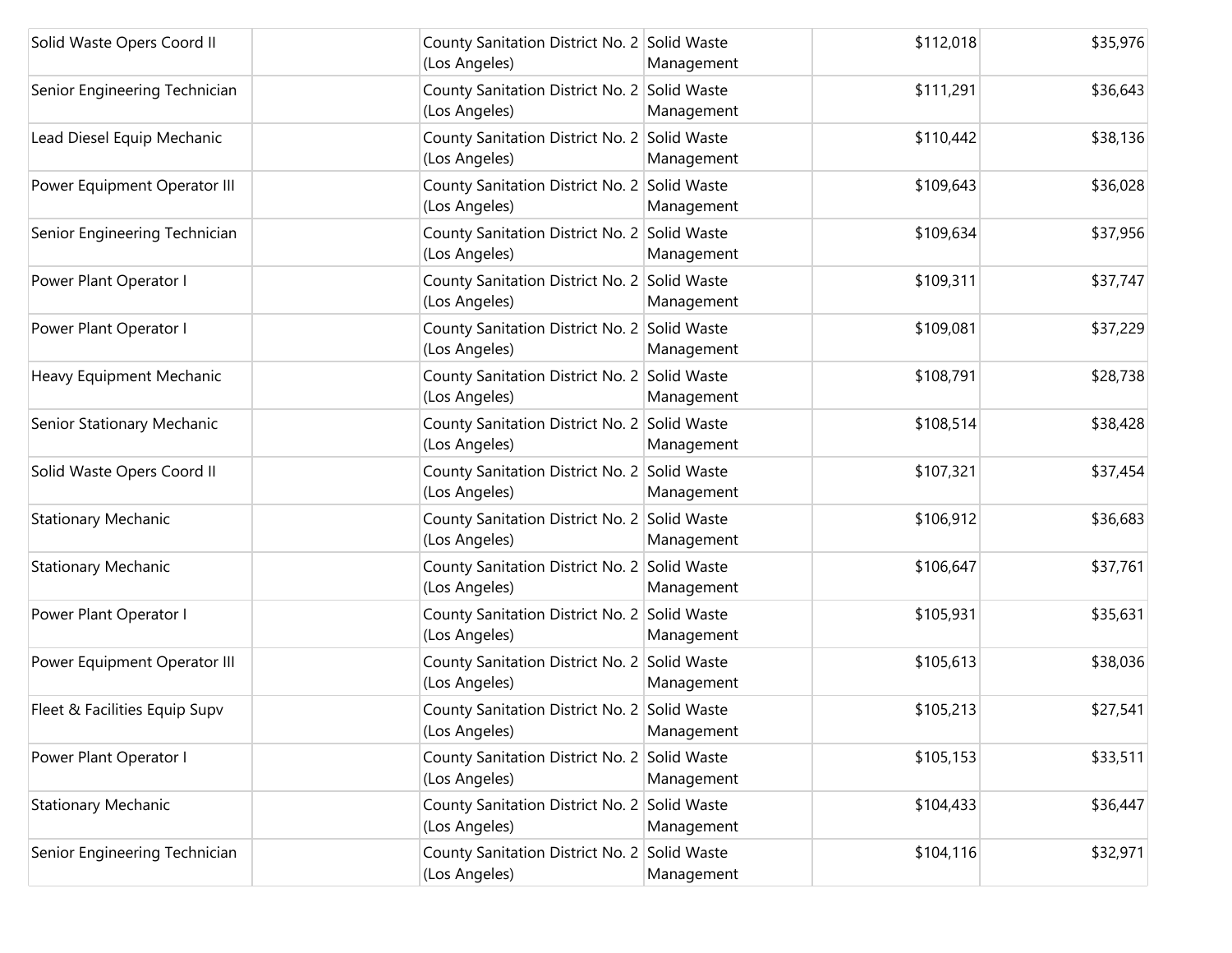| | | | | | |
|---|---|---|---|---|---|
| Solid Waste Opers Coord II | | County Sanitation District No. 2 (Los Angeles) | Solid Waste Management | $112,018 | $35,976 |
| Senior Engineering Technician | | County Sanitation District No. 2 (Los Angeles) | Solid Waste Management | $111,291 | $36,643 |
| Lead Diesel Equip Mechanic | | County Sanitation District No. 2 (Los Angeles) | Solid Waste Management | $110,442 | $38,136 |
| Power Equipment Operator III | | County Sanitation District No. 2 (Los Angeles) | Solid Waste Management | $109,643 | $36,028 |
| Senior Engineering Technician | | County Sanitation District No. 2 (Los Angeles) | Solid Waste Management | $109,634 | $37,956 |
| Power Plant Operator I | | County Sanitation District No. 2 (Los Angeles) | Solid Waste Management | $109,311 | $37,747 |
| Power Plant Operator I | | County Sanitation District No. 2 (Los Angeles) | Solid Waste Management | $109,081 | $37,229 |
| Heavy Equipment Mechanic | | County Sanitation District No. 2 (Los Angeles) | Solid Waste Management | $108,791 | $28,738 |
| Senior Stationary Mechanic | | County Sanitation District No. 2 (Los Angeles) | Solid Waste Management | $108,514 | $38,428 |
| Solid Waste Opers Coord II | | County Sanitation District No. 2 (Los Angeles) | Solid Waste Management | $107,321 | $37,454 |
| Stationary Mechanic | | County Sanitation District No. 2 (Los Angeles) | Solid Waste Management | $106,912 | $36,683 |
| Stationary Mechanic | | County Sanitation District No. 2 (Los Angeles) | Solid Waste Management | $106,647 | $37,761 |
| Power Plant Operator I | | County Sanitation District No. 2 (Los Angeles) | Solid Waste Management | $105,931 | $35,631 |
| Power Equipment Operator III | | County Sanitation District No. 2 (Los Angeles) | Solid Waste Management | $105,613 | $38,036 |
| Fleet & Facilities Equip Supv | | County Sanitation District No. 2 (Los Angeles) | Solid Waste Management | $105,213 | $27,541 |
| Power Plant Operator I | | County Sanitation District No. 2 (Los Angeles) | Solid Waste Management | $105,153 | $33,511 |
| Stationary Mechanic | | County Sanitation District No. 2 (Los Angeles) | Solid Waste Management | $104,433 | $36,447 |
| Senior Engineering Technician | | County Sanitation District No. 2 (Los Angeles) | Solid Waste Management | $104,116 | $32,971 |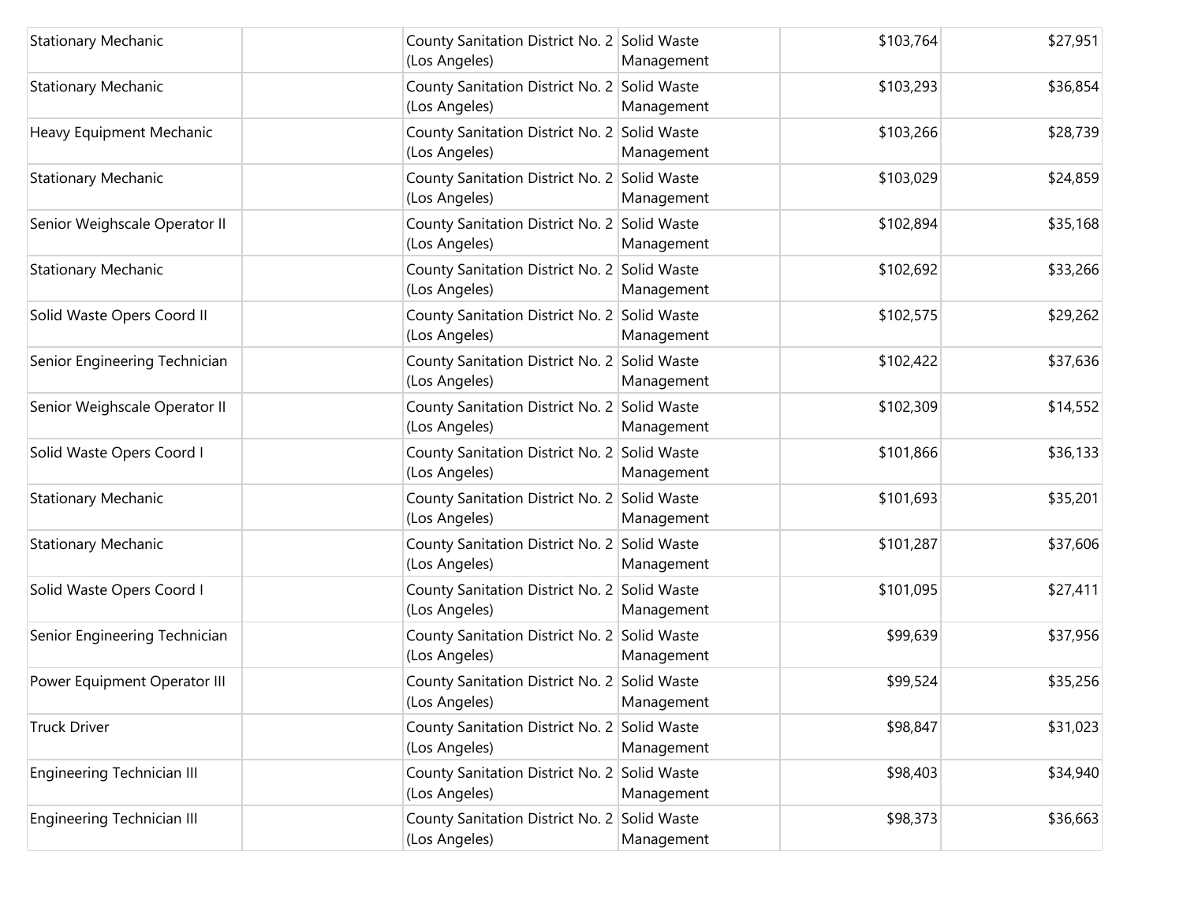| | | | | | |
|---|---|---|---|---|---|
| Stationary Mechanic | | County Sanitation District No. 2 (Los Angeles) | Solid Waste Management | $103,764 | $27,951 |
| Stationary Mechanic | | County Sanitation District No. 2 (Los Angeles) | Solid Waste Management | $103,293 | $36,854 |
| Heavy Equipment Mechanic | | County Sanitation District No. 2 (Los Angeles) | Solid Waste Management | $103,266 | $28,739 |
| Stationary Mechanic | | County Sanitation District No. 2 (Los Angeles) | Solid Waste Management | $103,029 | $24,859 |
| Senior Weighscale Operator II | | County Sanitation District No. 2 (Los Angeles) | Solid Waste Management | $102,894 | $35,168 |
| Stationary Mechanic | | County Sanitation District No. 2 (Los Angeles) | Solid Waste Management | $102,692 | $33,266 |
| Solid Waste Opers Coord II | | County Sanitation District No. 2 (Los Angeles) | Solid Waste Management | $102,575 | $29,262 |
| Senior Engineering Technician | | County Sanitation District No. 2 (Los Angeles) | Solid Waste Management | $102,422 | $37,636 |
| Senior Weighscale Operator II | | County Sanitation District No. 2 (Los Angeles) | Solid Waste Management | $102,309 | $14,552 |
| Solid Waste Opers Coord I | | County Sanitation District No. 2 (Los Angeles) | Solid Waste Management | $101,866 | $36,133 |
| Stationary Mechanic | | County Sanitation District No. 2 (Los Angeles) | Solid Waste Management | $101,693 | $35,201 |
| Stationary Mechanic | | County Sanitation District No. 2 (Los Angeles) | Solid Waste Management | $101,287 | $37,606 |
| Solid Waste Opers Coord I | | County Sanitation District No. 2 (Los Angeles) | Solid Waste Management | $101,095 | $27,411 |
| Senior Engineering Technician | | County Sanitation District No. 2 (Los Angeles) | Solid Waste Management | $99,639 | $37,956 |
| Power Equipment Operator III | | County Sanitation District No. 2 (Los Angeles) | Solid Waste Management | $99,524 | $35,256 |
| Truck Driver | | County Sanitation District No. 2 (Los Angeles) | Solid Waste Management | $98,847 | $31,023 |
| Engineering Technician III | | County Sanitation District No. 2 (Los Angeles) | Solid Waste Management | $98,403 | $34,940 |
| Engineering Technician III | | County Sanitation District No. 2 (Los Angeles) | Solid Waste Management | $98,373 | $36,663 |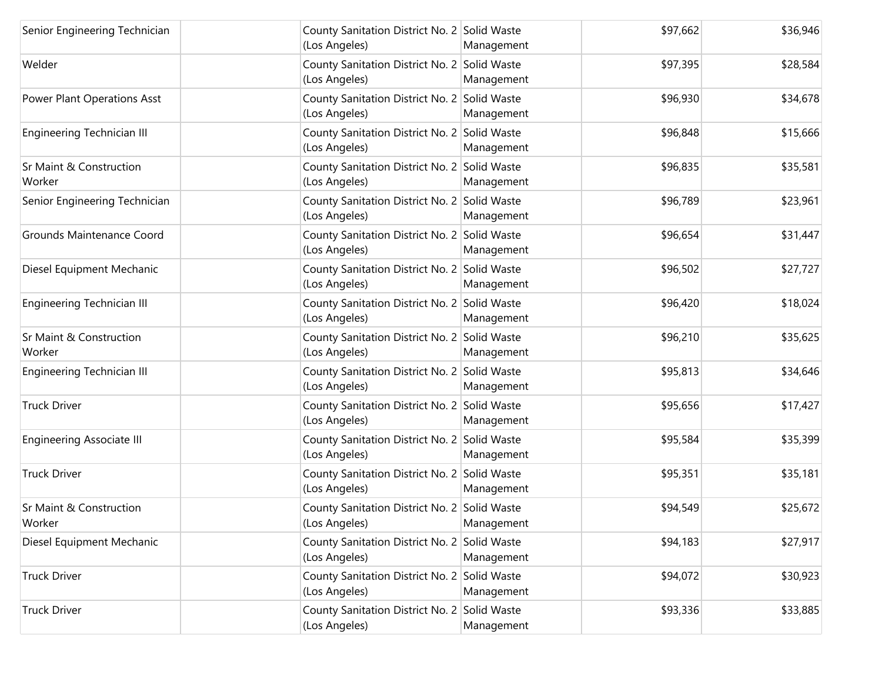| | | | | | |
|---|---|---|---|---|---|
| Senior Engineering Technician | | County Sanitation District No. 2 (Los Angeles) | Solid Waste Management | $97,662 | $36,946 |
| Welder | | County Sanitation District No. 2 (Los Angeles) | Solid Waste Management | $97,395 | $28,584 |
| Power Plant Operations Asst | | County Sanitation District No. 2 (Los Angeles) | Solid Waste Management | $96,930 | $34,678 |
| Engineering Technician III | | County Sanitation District No. 2 (Los Angeles) | Solid Waste Management | $96,848 | $15,666 |
| Sr Maint & Construction Worker | | County Sanitation District No. 2 (Los Angeles) | Solid Waste Management | $96,835 | $35,581 |
| Senior Engineering Technician | | County Sanitation District No. 2 (Los Angeles) | Solid Waste Management | $96,789 | $23,961 |
| Grounds Maintenance Coord | | County Sanitation District No. 2 (Los Angeles) | Solid Waste Management | $96,654 | $31,447 |
| Diesel Equipment Mechanic | | County Sanitation District No. 2 (Los Angeles) | Solid Waste Management | $96,502 | $27,727 |
| Engineering Technician III | | County Sanitation District No. 2 (Los Angeles) | Solid Waste Management | $96,420 | $18,024 |
| Sr Maint & Construction Worker | | County Sanitation District No. 2 (Los Angeles) | Solid Waste Management | $96,210 | $35,625 |
| Engineering Technician III | | County Sanitation District No. 2 (Los Angeles) | Solid Waste Management | $95,813 | $34,646 |
| Truck Driver | | County Sanitation District No. 2 (Los Angeles) | Solid Waste Management | $95,656 | $17,427 |
| Engineering Associate III | | County Sanitation District No. 2 (Los Angeles) | Solid Waste Management | $95,584 | $35,399 |
| Truck Driver | | County Sanitation District No. 2 (Los Angeles) | Solid Waste Management | $95,351 | $35,181 |
| Sr Maint & Construction Worker | | County Sanitation District No. 2 (Los Angeles) | Solid Waste Management | $94,549 | $25,672 |
| Diesel Equipment Mechanic | | County Sanitation District No. 2 (Los Angeles) | Solid Waste Management | $94,183 | $27,917 |
| Truck Driver | | County Sanitation District No. 2 (Los Angeles) | Solid Waste Management | $94,072 | $30,923 |
| Truck Driver | | County Sanitation District No. 2 (Los Angeles) | Solid Waste Management | $93,336 | $33,885 |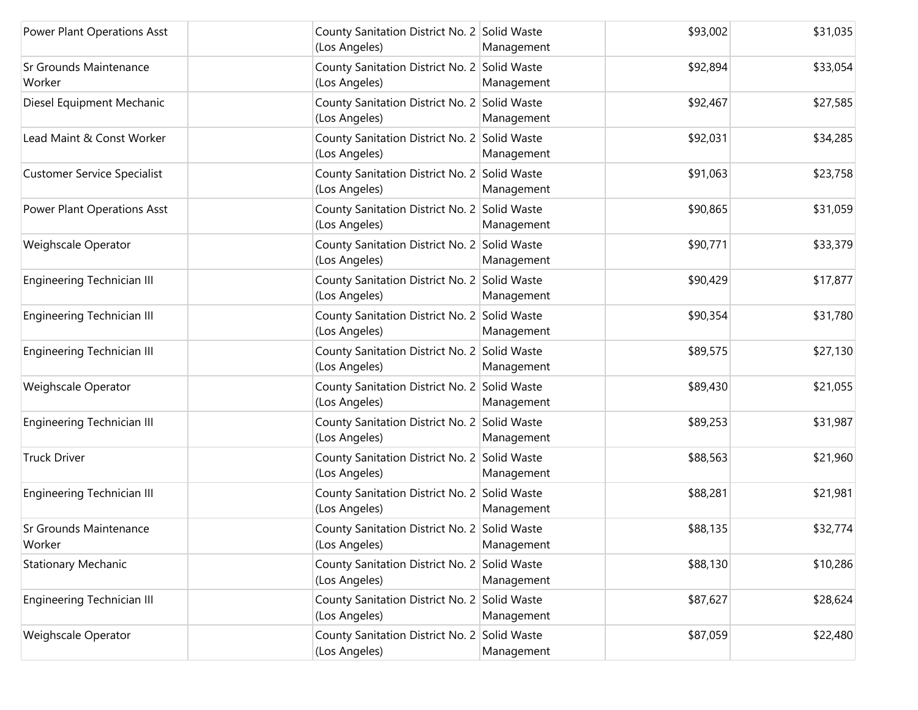| | | | | | |
|---|---|---|---|---|---|
| Power Plant Operations Asst | | County Sanitation District No. 2 (Los Angeles) | Solid Waste Management | $93,002 | $31,035 |
| Sr Grounds Maintenance Worker | | County Sanitation District No. 2 (Los Angeles) | Solid Waste Management | $92,894 | $33,054 |
| Diesel Equipment Mechanic | | County Sanitation District No. 2 (Los Angeles) | Solid Waste Management | $92,467 | $27,585 |
| Lead Maint & Const Worker | | County Sanitation District No. 2 (Los Angeles) | Solid Waste Management | $92,031 | $34,285 |
| Customer Service Specialist | | County Sanitation District No. 2 (Los Angeles) | Solid Waste Management | $91,063 | $23,758 |
| Power Plant Operations Asst | | County Sanitation District No. 2 (Los Angeles) | Solid Waste Management | $90,865 | $31,059 |
| Weighscale Operator | | County Sanitation District No. 2 (Los Angeles) | Solid Waste Management | $90,771 | $33,379 |
| Engineering Technician III | | County Sanitation District No. 2 (Los Angeles) | Solid Waste Management | $90,429 | $17,877 |
| Engineering Technician III | | County Sanitation District No. 2 (Los Angeles) | Solid Waste Management | $90,354 | $31,780 |
| Engineering Technician III | | County Sanitation District No. 2 (Los Angeles) | Solid Waste Management | $89,575 | $27,130 |
| Weighscale Operator | | County Sanitation District No. 2 (Los Angeles) | Solid Waste Management | $89,430 | $21,055 |
| Engineering Technician III | | County Sanitation District No. 2 (Los Angeles) | Solid Waste Management | $89,253 | $31,987 |
| Truck Driver | | County Sanitation District No. 2 (Los Angeles) | Solid Waste Management | $88,563 | $21,960 |
| Engineering Technician III | | County Sanitation District No. 2 (Los Angeles) | Solid Waste Management | $88,281 | $21,981 |
| Sr Grounds Maintenance Worker | | County Sanitation District No. 2 (Los Angeles) | Solid Waste Management | $88,135 | $32,774 |
| Stationary Mechanic | | County Sanitation District No. 2 (Los Angeles) | Solid Waste Management | $88,130 | $10,286 |
| Engineering Technician III | | County Sanitation District No. 2 (Los Angeles) | Solid Waste Management | $87,627 | $28,624 |
| Weighscale Operator | | County Sanitation District No. 2 (Los Angeles) | Solid Waste Management | $87,059 | $22,480 |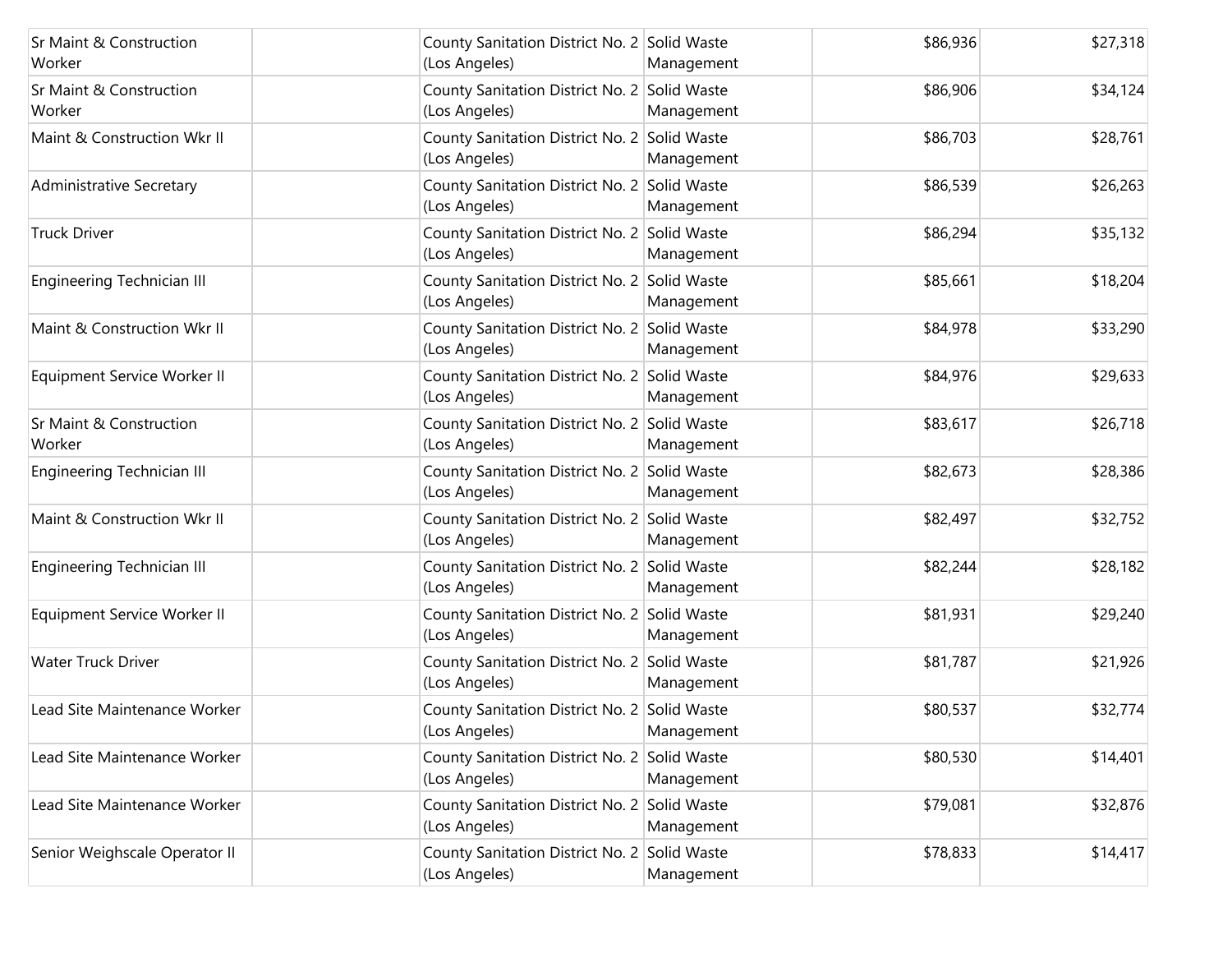| | | | | | |
|---|---|---|---|---|---|
| Sr Maint & Construction Worker | | County Sanitation District No. 2 (Los Angeles) | Solid Waste Management | $86,936 | $27,318 |
| Sr Maint & Construction Worker | | County Sanitation District No. 2 (Los Angeles) | Solid Waste Management | $86,906 | $34,124 |
| Maint & Construction Wkr II | | County Sanitation District No. 2 (Los Angeles) | Solid Waste Management | $86,703 | $28,761 |
| Administrative Secretary | | County Sanitation District No. 2 (Los Angeles) | Solid Waste Management | $86,539 | $26,263 |
| Truck Driver | | County Sanitation District No. 2 (Los Angeles) | Solid Waste Management | $86,294 | $35,132 |
| Engineering Technician III | | County Sanitation District No. 2 (Los Angeles) | Solid Waste Management | $85,661 | $18,204 |
| Maint & Construction Wkr II | | County Sanitation District No. 2 (Los Angeles) | Solid Waste Management | $84,978 | $33,290 |
| Equipment Service Worker II | | County Sanitation District No. 2 (Los Angeles) | Solid Waste Management | $84,976 | $29,633 |
| Sr Maint & Construction Worker | | County Sanitation District No. 2 (Los Angeles) | Solid Waste Management | $83,617 | $26,718 |
| Engineering Technician III | | County Sanitation District No. 2 (Los Angeles) | Solid Waste Management | $82,673 | $28,386 |
| Maint & Construction Wkr II | | County Sanitation District No. 2 (Los Angeles) | Solid Waste Management | $82,497 | $32,752 |
| Engineering Technician III | | County Sanitation District No. 2 (Los Angeles) | Solid Waste Management | $82,244 | $28,182 |
| Equipment Service Worker II | | County Sanitation District No. 2 (Los Angeles) | Solid Waste Management | $81,931 | $29,240 |
| Water Truck Driver | | County Sanitation District No. 2 (Los Angeles) | Solid Waste Management | $81,787 | $21,926 |
| Lead Site Maintenance Worker | | County Sanitation District No. 2 (Los Angeles) | Solid Waste Management | $80,537 | $32,774 |
| Lead Site Maintenance Worker | | County Sanitation District No. 2 (Los Angeles) | Solid Waste Management | $80,530 | $14,401 |
| Lead Site Maintenance Worker | | County Sanitation District No. 2 (Los Angeles) | Solid Waste Management | $79,081 | $32,876 |
| Senior Weighscale Operator II | | County Sanitation District No. 2 (Los Angeles) | Solid Waste Management | $78,833 | $14,417 |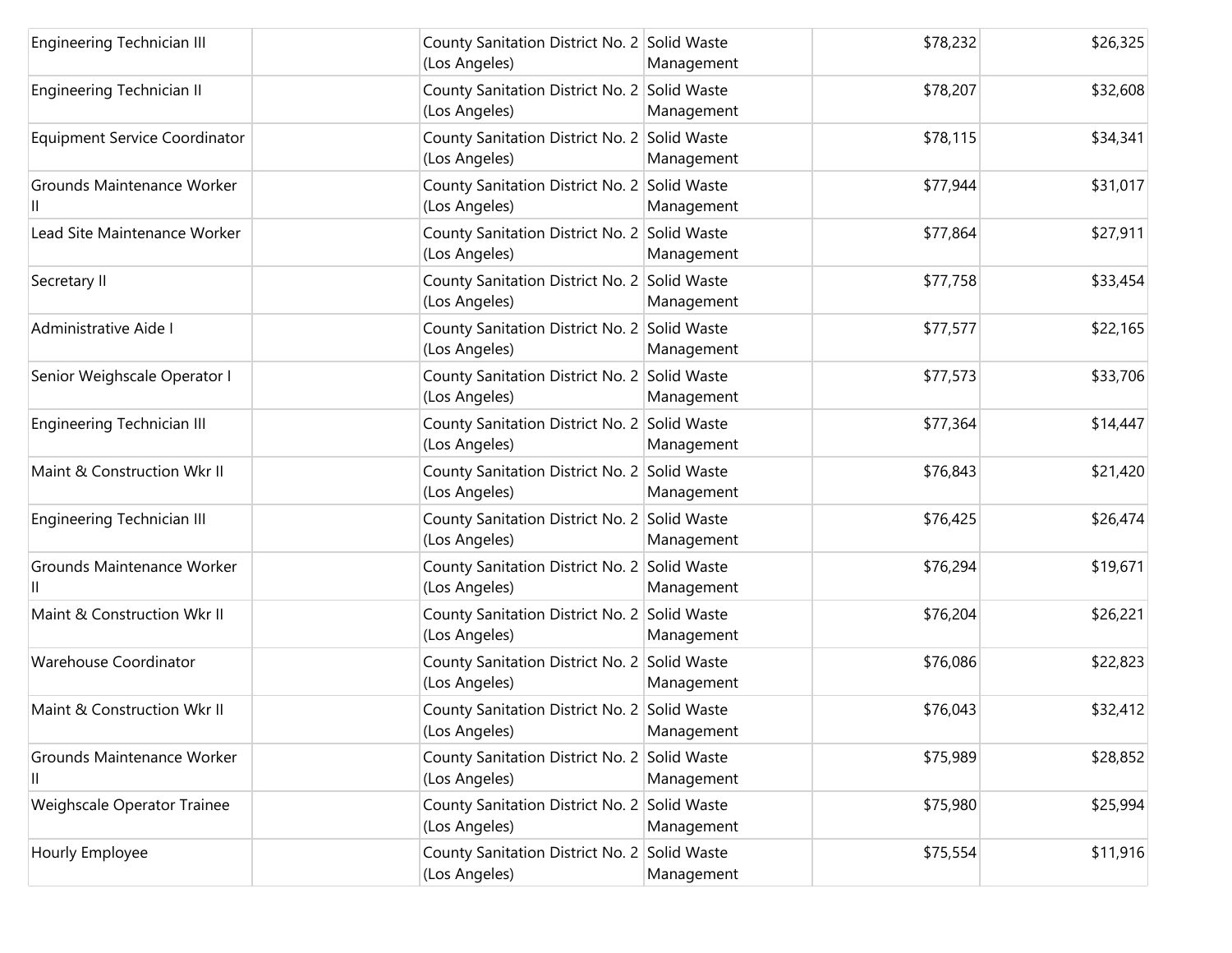| | | | | | |
|---|---|---|---|---|---|
| Engineering Technician III | | County Sanitation District No. 2 (Los Angeles) | Solid Waste Management | $78,232 | $26,325 |
| Engineering Technician II | | County Sanitation District No. 2 (Los Angeles) | Solid Waste Management | $78,207 | $32,608 |
| Equipment Service Coordinator | | County Sanitation District No. 2 (Los Angeles) | Solid Waste Management | $78,115 | $34,341 |
| Grounds Maintenance Worker II | | County Sanitation District No. 2 (Los Angeles) | Solid Waste Management | $77,944 | $31,017 |
| Lead Site Maintenance Worker | | County Sanitation District No. 2 (Los Angeles) | Solid Waste Management | $77,864 | $27,911 |
| Secretary II | | County Sanitation District No. 2 (Los Angeles) | Solid Waste Management | $77,758 | $33,454 |
| Administrative Aide I | | County Sanitation District No. 2 (Los Angeles) | Solid Waste Management | $77,577 | $22,165 |
| Senior Weighscale Operator I | | County Sanitation District No. 2 (Los Angeles) | Solid Waste Management | $77,573 | $33,706 |
| Engineering Technician III | | County Sanitation District No. 2 (Los Angeles) | Solid Waste Management | $77,364 | $14,447 |
| Maint & Construction Wkr II | | County Sanitation District No. 2 (Los Angeles) | Solid Waste Management | $76,843 | $21,420 |
| Engineering Technician III | | County Sanitation District No. 2 (Los Angeles) | Solid Waste Management | $76,425 | $26,474 |
| Grounds Maintenance Worker II | | County Sanitation District No. 2 (Los Angeles) | Solid Waste Management | $76,294 | $19,671 |
| Maint & Construction Wkr II | | County Sanitation District No. 2 (Los Angeles) | Solid Waste Management | $76,204 | $26,221 |
| Warehouse Coordinator | | County Sanitation District No. 2 (Los Angeles) | Solid Waste Management | $76,086 | $22,823 |
| Maint & Construction Wkr II | | County Sanitation District No. 2 (Los Angeles) | Solid Waste Management | $76,043 | $32,412 |
| Grounds Maintenance Worker II | | County Sanitation District No. 2 (Los Angeles) | Solid Waste Management | $75,989 | $28,852 |
| Weighscale Operator Trainee | | County Sanitation District No. 2 (Los Angeles) | Solid Waste Management | $75,980 | $25,994 |
| Hourly Employee | | County Sanitation District No. 2 (Los Angeles) | Solid Waste Management | $75,554 | $11,916 |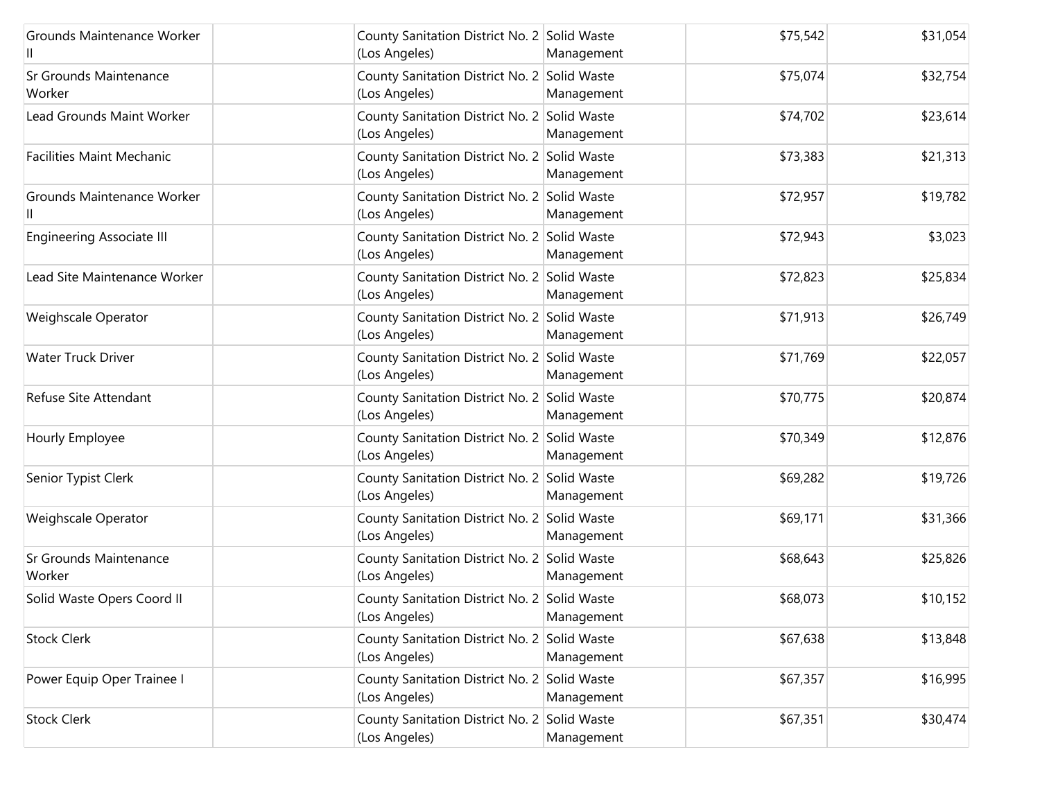| | | | | | |
|---|---|---|---|---|---|
| Grounds Maintenance Worker II | | County Sanitation District No. 2 (Los Angeles) | Solid Waste Management | $75,542 | $31,054 |
| Sr Grounds Maintenance Worker | | County Sanitation District No. 2 (Los Angeles) | Solid Waste Management | $75,074 | $32,754 |
| Lead Grounds Maint Worker | | County Sanitation District No. 2 (Los Angeles) | Solid Waste Management | $74,702 | $23,614 |
| Facilities Maint Mechanic | | County Sanitation District No. 2 (Los Angeles) | Solid Waste Management | $73,383 | $21,313 |
| Grounds Maintenance Worker II | | County Sanitation District No. 2 (Los Angeles) | Solid Waste Management | $72,957 | $19,782 |
| Engineering Associate III | | County Sanitation District No. 2 (Los Angeles) | Solid Waste Management | $72,943 | $3,023 |
| Lead Site Maintenance Worker | | County Sanitation District No. 2 (Los Angeles) | Solid Waste Management | $72,823 | $25,834 |
| Weighscale Operator | | County Sanitation District No. 2 (Los Angeles) | Solid Waste Management | $71,913 | $26,749 |
| Water Truck Driver | | County Sanitation District No. 2 (Los Angeles) | Solid Waste Management | $71,769 | $22,057 |
| Refuse Site Attendant | | County Sanitation District No. 2 (Los Angeles) | Solid Waste Management | $70,775 | $20,874 |
| Hourly Employee | | County Sanitation District No. 2 (Los Angeles) | Solid Waste Management | $70,349 | $12,876 |
| Senior Typist Clerk | | County Sanitation District No. 2 (Los Angeles) | Solid Waste Management | $69,282 | $19,726 |
| Weighscale Operator | | County Sanitation District No. 2 (Los Angeles) | Solid Waste Management | $69,171 | $31,366 |
| Sr Grounds Maintenance Worker | | County Sanitation District No. 2 (Los Angeles) | Solid Waste Management | $68,643 | $25,826 |
| Solid Waste Opers Coord II | | County Sanitation District No. 2 (Los Angeles) | Solid Waste Management | $68,073 | $10,152 |
| Stock Clerk | | County Sanitation District No. 2 (Los Angeles) | Solid Waste Management | $67,638 | $13,848 |
| Power Equip Oper Trainee I | | County Sanitation District No. 2 (Los Angeles) | Solid Waste Management | $67,357 | $16,995 |
| Stock Clerk | | County Sanitation District No. 2 (Los Angeles) | Solid Waste Management | $67,351 | $30,474 |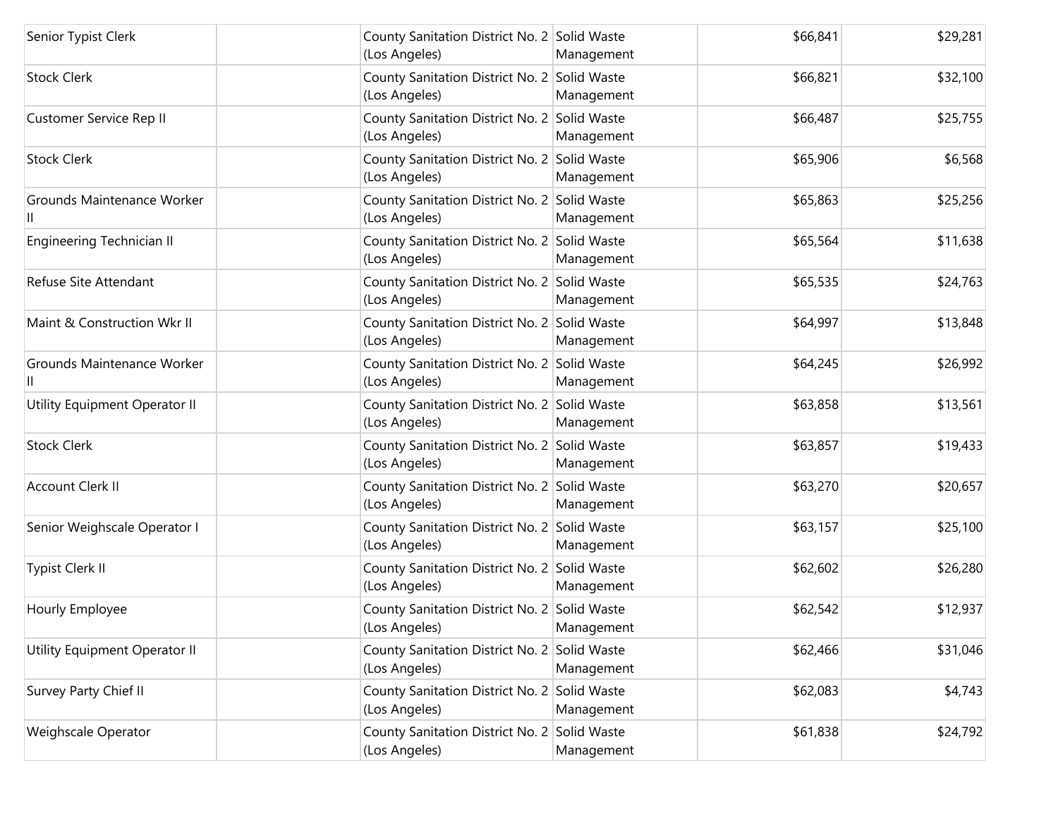| | | | | | |
|---|---|---|---|---|---|
| Senior Typist Clerk | | County Sanitation District No. 2 (Los Angeles) | Solid Waste Management | $66,841 | $29,281 |
| Stock Clerk | | County Sanitation District No. 2 (Los Angeles) | Solid Waste Management | $66,821 | $32,100 |
| Customer Service Rep II | | County Sanitation District No. 2 (Los Angeles) | Solid Waste Management | $66,487 | $25,755 |
| Stock Clerk | | County Sanitation District No. 2 (Los Angeles) | Solid Waste Management | $65,906 | $6,568 |
| Grounds Maintenance Worker II | | County Sanitation District No. 2 (Los Angeles) | Solid Waste Management | $65,863 | $25,256 |
| Engineering Technician II | | County Sanitation District No. 2 (Los Angeles) | Solid Waste Management | $65,564 | $11,638 |
| Refuse Site Attendant | | County Sanitation District No. 2 (Los Angeles) | Solid Waste Management | $65,535 | $24,763 |
| Maint & Construction Wkr II | | County Sanitation District No. 2 (Los Angeles) | Solid Waste Management | $64,997 | $13,848 |
| Grounds Maintenance Worker II | | County Sanitation District No. 2 (Los Angeles) | Solid Waste Management | $64,245 | $26,992 |
| Utility Equipment Operator II | | County Sanitation District No. 2 (Los Angeles) | Solid Waste Management | $63,858 | $13,561 |
| Stock Clerk | | County Sanitation District No. 2 (Los Angeles) | Solid Waste Management | $63,857 | $19,433 |
| Account Clerk II | | County Sanitation District No. 2 (Los Angeles) | Solid Waste Management | $63,270 | $20,657 |
| Senior Weighscale Operator I | | County Sanitation District No. 2 (Los Angeles) | Solid Waste Management | $63,157 | $25,100 |
| Typist Clerk II | | County Sanitation District No. 2 (Los Angeles) | Solid Waste Management | $62,602 | $26,280 |
| Hourly Employee | | County Sanitation District No. 2 (Los Angeles) | Solid Waste Management | $62,542 | $12,937 |
| Utility Equipment Operator II | | County Sanitation District No. 2 (Los Angeles) | Solid Waste Management | $62,466 | $31,046 |
| Survey Party Chief II | | County Sanitation District No. 2 (Los Angeles) | Solid Waste Management | $62,083 | $4,743 |
| Weighscale Operator | | County Sanitation District No. 2 (Los Angeles) | Solid Waste Management | $61,838 | $24,792 |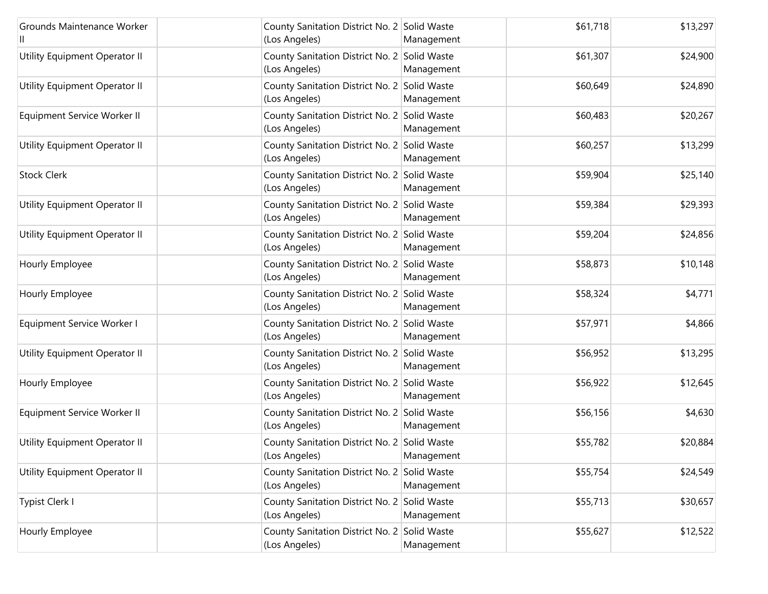| | | | | | |
|---|---|---|---|---|---|
| Grounds Maintenance Worker II | | County Sanitation District No. 2 (Los Angeles) | Solid Waste Management | $61,718 | $13,297 |
| Utility Equipment Operator II | | County Sanitation District No. 2 (Los Angeles) | Solid Waste Management | $61,307 | $24,900 |
| Utility Equipment Operator II | | County Sanitation District No. 2 (Los Angeles) | Solid Waste Management | $60,649 | $24,890 |
| Equipment Service Worker II | | County Sanitation District No. 2 (Los Angeles) | Solid Waste Management | $60,483 | $20,267 |
| Utility Equipment Operator II | | County Sanitation District No. 2 (Los Angeles) | Solid Waste Management | $60,257 | $13,299 |
| Stock Clerk | | County Sanitation District No. 2 (Los Angeles) | Solid Waste Management | $59,904 | $25,140 |
| Utility Equipment Operator II | | County Sanitation District No. 2 (Los Angeles) | Solid Waste Management | $59,384 | $29,393 |
| Utility Equipment Operator II | | County Sanitation District No. 2 (Los Angeles) | Solid Waste Management | $59,204 | $24,856 |
| Hourly Employee | | County Sanitation District No. 2 (Los Angeles) | Solid Waste Management | $58,873 | $10,148 |
| Hourly Employee | | County Sanitation District No. 2 (Los Angeles) | Solid Waste Management | $58,324 | $4,771 |
| Equipment Service Worker I | | County Sanitation District No. 2 (Los Angeles) | Solid Waste Management | $57,971 | $4,866 |
| Utility Equipment Operator II | | County Sanitation District No. 2 (Los Angeles) | Solid Waste Management | $56,952 | $13,295 |
| Hourly Employee | | County Sanitation District No. 2 (Los Angeles) | Solid Waste Management | $56,922 | $12,645 |
| Equipment Service Worker II | | County Sanitation District No. 2 (Los Angeles) | Solid Waste Management | $56,156 | $4,630 |
| Utility Equipment Operator II | | County Sanitation District No. 2 (Los Angeles) | Solid Waste Management | $55,782 | $20,884 |
| Utility Equipment Operator II | | County Sanitation District No. 2 (Los Angeles) | Solid Waste Management | $55,754 | $24,549 |
| Typist Clerk I | | County Sanitation District No. 2 (Los Angeles) | Solid Waste Management | $55,713 | $30,657 |
| Hourly Employee | | County Sanitation District No. 2 (Los Angeles) | Solid Waste Management | $55,627 | $12,522 |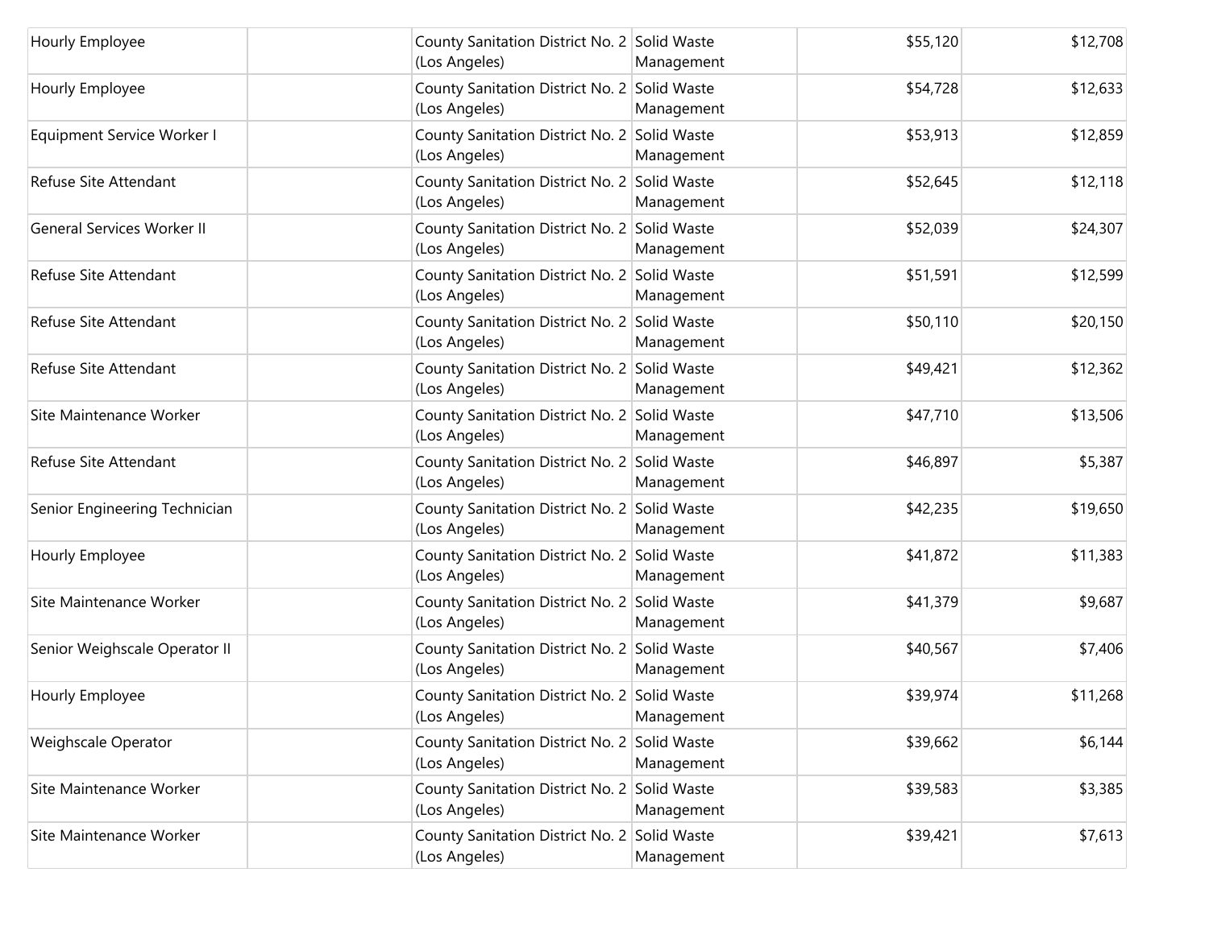| | | | | | |
|---|---|---|---|---|---|
| Hourly Employee | | County Sanitation District No. 2 (Los Angeles) | Solid Waste Management | $55,120 | $12,708 |
| Hourly Employee | | County Sanitation District No. 2 (Los Angeles) | Solid Waste Management | $54,728 | $12,633 |
| Equipment Service Worker I | | County Sanitation District No. 2 (Los Angeles) | Solid Waste Management | $53,913 | $12,859 |
| Refuse Site Attendant | | County Sanitation District No. 2 (Los Angeles) | Solid Waste Management | $52,645 | $12,118 |
| General Services Worker II | | County Sanitation District No. 2 (Los Angeles) | Solid Waste Management | $52,039 | $24,307 |
| Refuse Site Attendant | | County Sanitation District No. 2 (Los Angeles) | Solid Waste Management | $51,591 | $12,599 |
| Refuse Site Attendant | | County Sanitation District No. 2 (Los Angeles) | Solid Waste Management | $50,110 | $20,150 |
| Refuse Site Attendant | | County Sanitation District No. 2 (Los Angeles) | Solid Waste Management | $49,421 | $12,362 |
| Site Maintenance Worker | | County Sanitation District No. 2 (Los Angeles) | Solid Waste Management | $47,710 | $13,506 |
| Refuse Site Attendant | | County Sanitation District No. 2 (Los Angeles) | Solid Waste Management | $46,897 | $5,387 |
| Senior Engineering Technician | | County Sanitation District No. 2 (Los Angeles) | Solid Waste Management | $42,235 | $19,650 |
| Hourly Employee | | County Sanitation District No. 2 (Los Angeles) | Solid Waste Management | $41,872 | $11,383 |
| Site Maintenance Worker | | County Sanitation District No. 2 (Los Angeles) | Solid Waste Management | $41,379 | $9,687 |
| Senior Weighscale Operator II | | County Sanitation District No. 2 (Los Angeles) | Solid Waste Management | $40,567 | $7,406 |
| Hourly Employee | | County Sanitation District No. 2 (Los Angeles) | Solid Waste Management | $39,974 | $11,268 |
| Weighscale Operator | | County Sanitation District No. 2 (Los Angeles) | Solid Waste Management | $39,662 | $6,144 |
| Site Maintenance Worker | | County Sanitation District No. 2 (Los Angeles) | Solid Waste Management | $39,583 | $3,385 |
| Site Maintenance Worker | | County Sanitation District No. 2 (Los Angeles) | Solid Waste Management | $39,421 | $7,613 |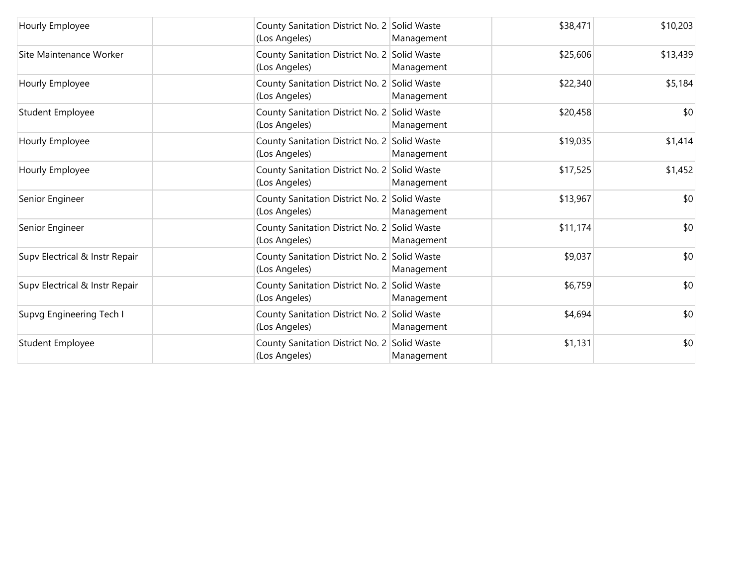| | | | | | |
|---|---|---|---|---|---|
| Hourly Employee | | County Sanitation District No. 2 (Los Angeles) | Solid Waste Management | $38,471 | $10,203 |
| Site Maintenance Worker | | County Sanitation District No. 2 (Los Angeles) | Solid Waste Management | $25,606 | $13,439 |
| Hourly Employee | | County Sanitation District No. 2 (Los Angeles) | Solid Waste Management | $22,340 | $5,184 |
| Student Employee | | County Sanitation District No. 2 (Los Angeles) | Solid Waste Management | $20,458 | $0 |
| Hourly Employee | | County Sanitation District No. 2 (Los Angeles) | Solid Waste Management | $19,035 | $1,414 |
| Hourly Employee | | County Sanitation District No. 2 (Los Angeles) | Solid Waste Management | $17,525 | $1,452 |
| Senior Engineer | | County Sanitation District No. 2 (Los Angeles) | Solid Waste Management | $13,967 | $0 |
| Senior Engineer | | County Sanitation District No. 2 (Los Angeles) | Solid Waste Management | $11,174 | $0 |
| Supv Electrical & Instr Repair | | County Sanitation District No. 2 (Los Angeles) | Solid Waste Management | $9,037 | $0 |
| Supv Electrical & Instr Repair | | County Sanitation District No. 2 (Los Angeles) | Solid Waste Management | $6,759 | $0 |
| Supvg Engineering Tech I | | County Sanitation District No. 2 (Los Angeles) | Solid Waste Management | $4,694 | $0 |
| Student Employee | | County Sanitation District No. 2 (Los Angeles) | Solid Waste Management | $1,131 | $0 |